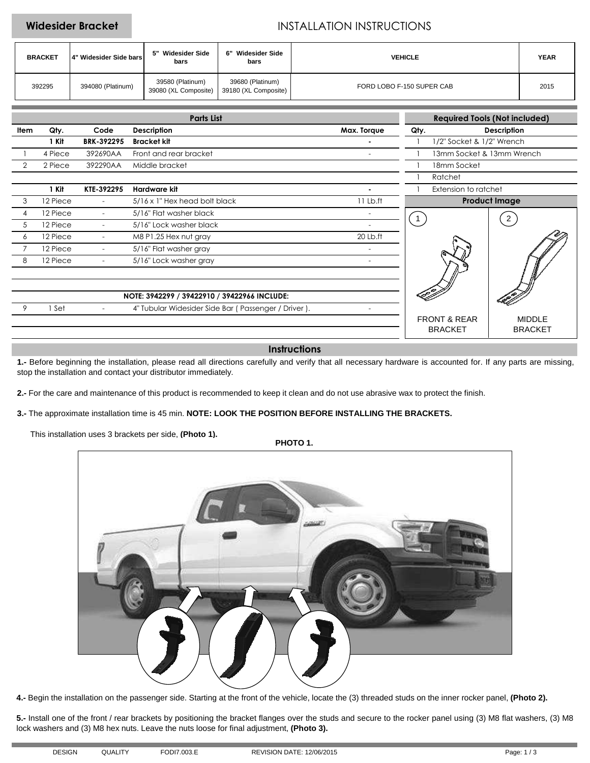# Widesider Bracket

## INSTALLATION INSTRUCTIONS

| BRACKET | 4" Widesider Side bars | 5" Widesider Side bars | 6" Widesider Side bars | VEHICLE | YEAR |
|---|---|---|---|---|---|
| 392295 | 394080 (Platinum) | 39580 (Platinum) 39080 (XL Composite) | 39680 (Platinum) 39180 (XL Composite) | FORD LOBO F-150 SUPER CAB | 2015 |

### Parts List

| Item | Qty. | Code | Description | Max. Torque |
|---|---|---|---|---|
| | **1 Kit** | **BRK-392295** | **Bracket kit** | **-** |
| 1 | 4 Piece | 392690AA | Front and rear bracket | - |
| 2 | 2 Piece | 392290AA | Middle bracket | |
| | **1 Kit** | **KTE-392295** | **Hardware kit** | **-** |
| 3 | 12 Piece | - | 5/16 x 1" Hex head bolt black | 11 Lb.ft |
| 4 | 12 Piece | - | 5/16" Flat washer black | - |
| 5 | 12 Piece | - | 5/16" Lock washer black | - |
| 6 | 12 Piece | - | M8 P1.25 Hex nut gray | 20 Lb.ft |
| 7 | 12 Piece | - | 5/16" Flat washer gray | - |
| 8 | 12 Piece | - | 5/16" Lock washer gray | - |
| | | | **NOTE: 3942299 / 39422910 / 39422966 INCLUDE:** | |
| 9 | 1 Set | - | 4" Tubular Widesider Side Bar ( Passenger / Driver ). | - |

### Required Tools (Not included)

| Qty. | Description |
|---|---|
| 1 | 1/2" Socket & 1/2" Wrench |
| 1 | 13mm Socket & 13mm Wrench |
| 1 | 18mm Socket |
| 1 | Ratchet |
| 1 | Extension to ratchet |

### Product Image

1 — FRONT & REAR BRACKET

2 — MIDDLE BRACKET

### Instructions

**1.-** Before beginning the installation, please read all directions carefully and verify that all necessary hardware is accounted for. If any parts are missing, stop the installation and contact your distributor immediately.

**2.-** For the care and maintenance of this product is recommended to keep it clean and do not use abrasive wax to protect the finish.

**3.-** The approximate installation time is 45 min. **NOTE: LOOK THE POSITION BEFORE INSTALLING THE BRACKETS.**

This installation uses 3 brackets per side, **(Photo 1).**

**PHOTO 1.**

**4.-** Begin the installation on the passenger side. Starting at the front of the vehicle, locate the (3) threaded studs on the inner rocker panel, **(Photo 2).**

**5.-** Install one of the front / rear brackets by positioning the bracket flanges over the studs and secure to the rocker panel using (3) M8 flat washers, (3) M8 lock washers and (3) M8 hex nuts. Leave the nuts loose for final adjustment, **(Photo 3).**

DESIGN QUALITY FODI7.003.E REVISION DATE: 12/06/2015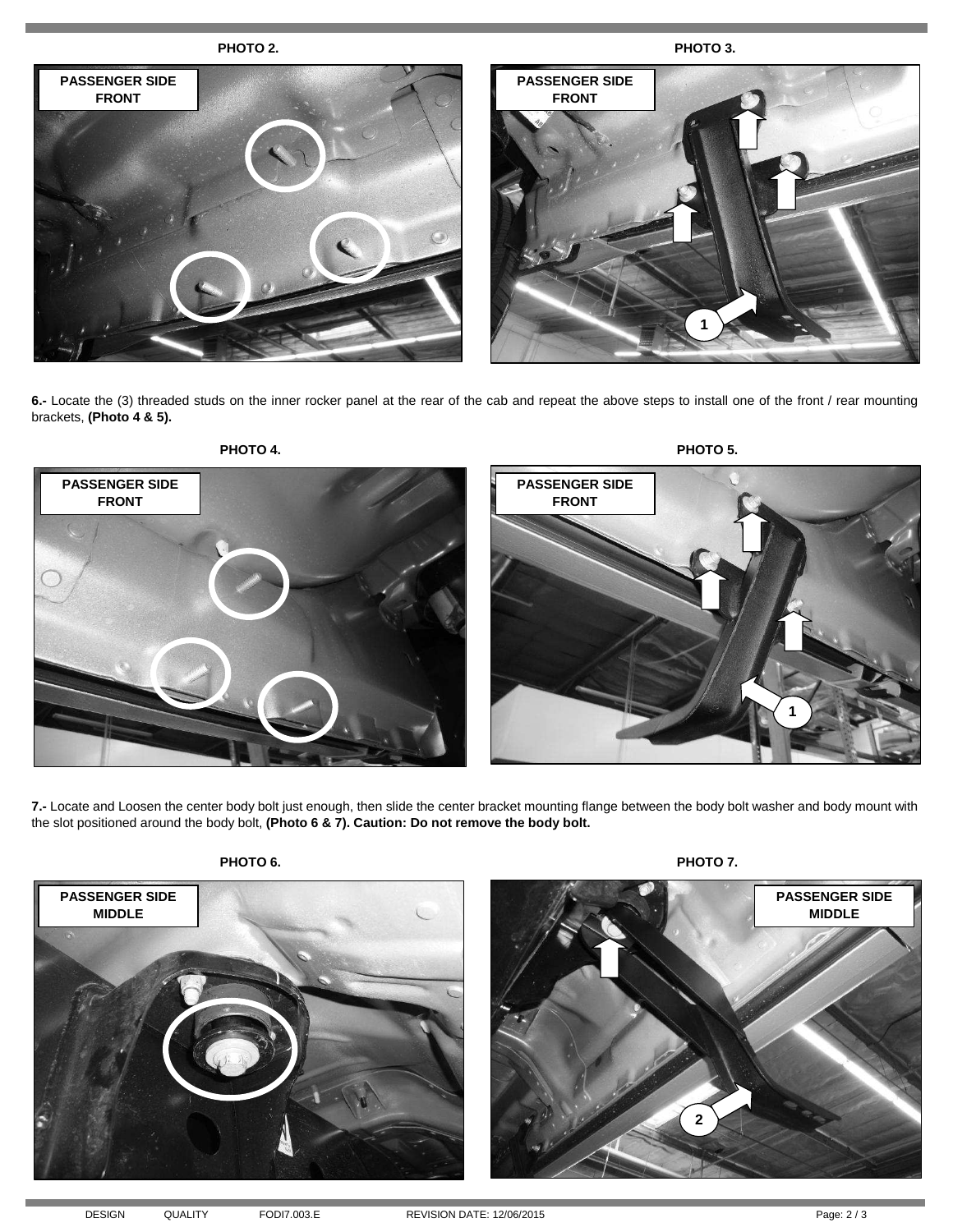**PHOTO 2.**

PASSENGER SIDE FRONT

**PHOTO 3.**

PASSENGER SIDE FRONT

1

**6.-** Locate the (3) threaded studs on the inner rocker panel at the rear of the cab and repeat the above steps to install one of the front / rear mounting brackets, **(Photo 4 & 5).**

**PHOTO 4.**

PASSENGER SIDE FRONT

**PHOTO 5.**

PASSENGER SIDE FRONT

1

**7.-** Locate and Loosen the center body bolt just enough, then slide the center bracket mounting flange between the body bolt washer and body mount with the slot positioned around the body bolt, **(Photo 6 & 7). Caution: Do not remove the body bolt.**

**PHOTO 6.**

PASSENGER SIDE MIDDLE

**PHOTO 7.**

PASSENGER SIDE MIDDLE

2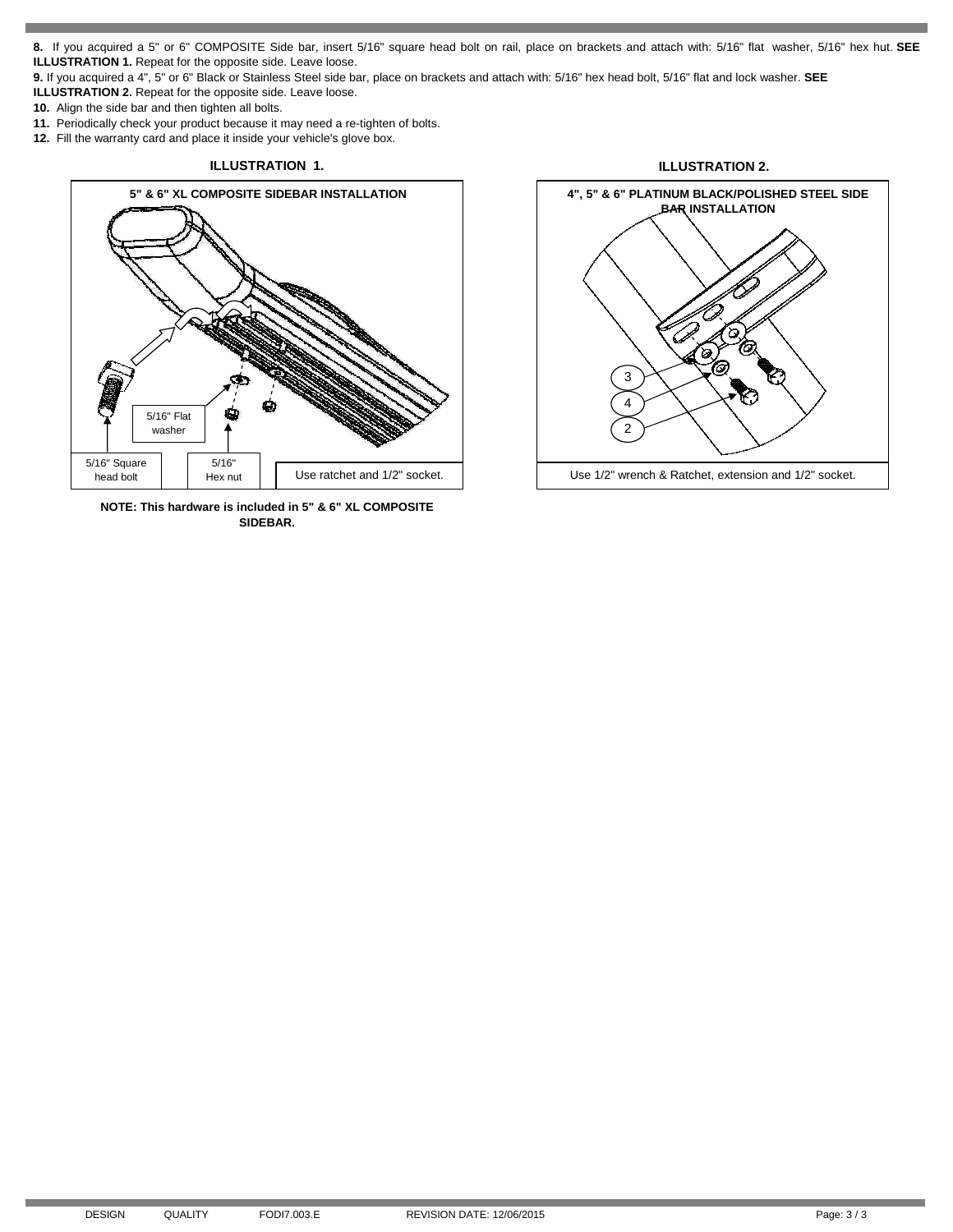**8.** If you acquired a 5" or 6" COMPOSITE Side bar, insert 5/16" square head bolt on rail, place on brackets and attach with: 5/16" flat washer, 5/16" hex hut. **SEE ILLUSTRATION 1.** Repeat for the opposite side. Leave loose.

**9.** If you acquired a 4", 5" or 6" Black or Stainless Steel side bar, place on brackets and attach with: 5/16" hex head bolt, 5/16" flat and lock washer. **SEE ILLUSTRATION 2.** Repeat for the opposite side. Leave loose.

**10.** Align the side bar and then tighten all bolts.

**11.** Periodically check your product because it may need a re-tighten of bolts.

**12.** Fill the warranty card and place it inside your vehicle's glove box.

**ILLUSTRATION 1.**

**5" & 6" XL COMPOSITE SIDEBAR INSTALLATION**

5/16" Flat washer

5/16" Square head bolt

5/16" Hex nut

Use ratchet and 1/2" socket.

**NOTE: This hardware is included in 5" & 6" XL COMPOSITE SIDEBAR.**

**ILLUSTRATION 2.**

**4", 5" & 6" PLATINUM BLACK/POLISHED STEEL SIDE BAR INSTALLATION**

3

4

2

Use 1/2" wrench & Ratchet, extension and 1/2" socket.

DESIGN QUALITY FODI7.003.E REVISION DATE: 12/06/2015